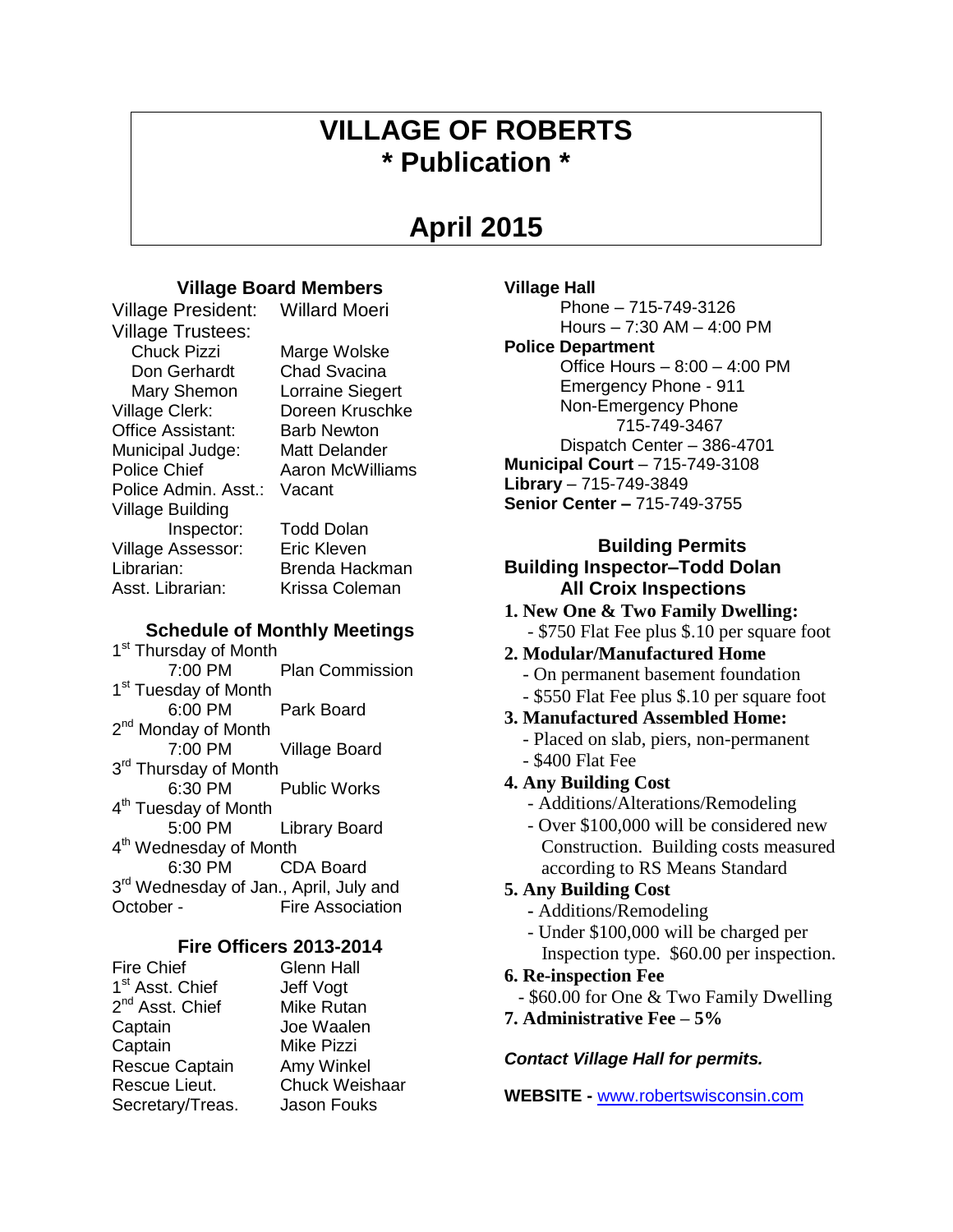# VILLAGE OF ROBERTS
# * Publication *

# April 2015

## Village Board Members

Village President: Willard Moeri

Village Trustees:

| | |
|---|---|
| Chuck Pizzi | Marge Wolske |
| Don Gerhardt | Chad Svacina |
| Mary Shemon | Lorraine Siegert |

| | |
|---|---|
| Village Clerk: | Doreen Kruschke |
| Office Assistant: | Barb Newton |
| Municipal Judge: | Matt Delander |
| Police Chief | Aaron McWilliams |
| Police Admin. Asst.: | Vacant |
| Village Building Inspector: | Todd Dolan |
| Village Assessor: | Eric Kleven |
| Librarian: | Brenda Hackman |
| Asst. Librarian: | Krissa Coleman |

## Schedule of Monthly Meetings

1st Thursday of Month
7:00 PM Plan Commission

1st Tuesday of Month
6:00 PM Park Board

2nd Monday of Month
7:00 PM Village Board

3rd Thursday of Month
6:30 PM Public Works

4th Tuesday of Month
5:00 PM Library Board

4th Wednesday of Month
6:30 PM CDA Board

3rd Wednesday of Jan., April, July and October - Fire Association

## Fire Officers 2013-2014

| | |
|---|---|
| Fire Chief | Glenn Hall |
| 1st Asst. Chief | Jeff Vogt |
| 2nd Asst. Chief | Mike Rutan |
| Captain | Joe Waalen |
| Captain | Mike Pizzi |
| Rescue Captain | Amy Winkel |
| Rescue Lieut. | Chuck Weishaar |
| Secretary/Treas. | Jason Fouks |

**Village Hall**
Phone – 715-749-3126
Hours – 7:30 AM – 4:00 PM

**Police Department**
Office Hours – 8:00 – 4:00 PM
Emergency Phone - 911
Non-Emergency Phone
715-749-3467
Dispatch Center – 386-4701

**Municipal Court** – 715-749-3108
**Library** – 715-749-3849
**Senior Center –** 715-749-3755

## Building Permits
## Building Inspector–Todd Dolan
## All Croix Inspections

1. **New One & Two Family Dwelling:**
   - $750 Flat Fee plus $.10 per square foot
2. **Modular/Manufactured Home**
   - On permanent basement foundation
   - $550 Flat Fee plus $.10 per square foot
3. **Manufactured Assembled Home:**
   - Placed on slab, piers, non-permanent
   - $400 Flat Fee
4. **Any Building Cost**
   - Additions/Alterations/Remodeling
   - Over $100,000 will be considered new Construction. Building costs measured according to RS Means Standard
5. **Any Building Cost**
   - Additions/Remodeling
   - Under $100,000 will be charged per Inspection type. $60.00 per inspection.
6. **Re-inspection Fee**
   - $60.00 for One & Two Family Dwelling
7. **Administrative Fee – 5%**

***Contact Village Hall for permits.***

**WEBSITE -** www.robertswisconsin.com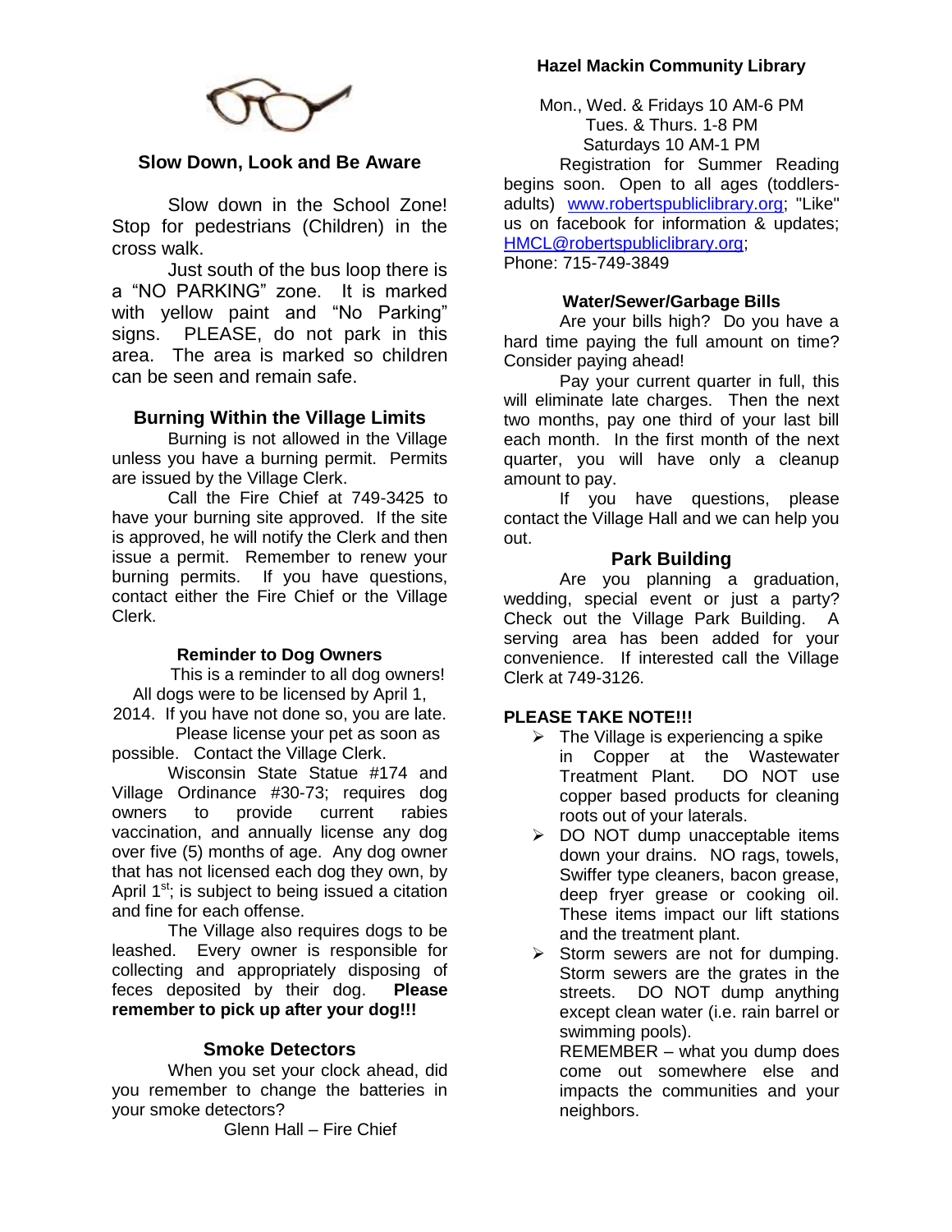## Slow Down, Look and Be Aware

Slow down in the School Zone! Stop for pedestrians (Children) in the cross walk.

Just south of the bus loop there is a "NO PARKING" zone. It is marked with yellow paint and "No Parking" signs. PLEASE, do not park in this area. The area is marked so children can be seen and remain safe.

## Burning Within the Village Limits

Burning is not allowed in the Village unless you have a burning permit. Permits are issued by the Village Clerk.

Call the Fire Chief at 749-3425 to have your burning site approved. If the site is approved, he will notify the Clerk and then issue a permit. Remember to renew your burning permits. If you have questions, contact either the Fire Chief or the Village Clerk.

### Reminder to Dog Owners

This is a reminder to all dog owners! All dogs were to be licensed by April 1, 2014. If you have not done so, you are late.

Please license your pet as soon as possible. Contact the Village Clerk.

Wisconsin State Statue #174 and Village Ordinance #30-73; requires dog owners to provide current rabies vaccination, and annually license any dog over five (5) months of age. Any dog owner that has not licensed each dog they own, by April 1st; is subject to being issued a citation and fine for each offense.

The Village also requires dogs to be leashed. Every owner is responsible for collecting and appropriately disposing of feces deposited by their dog. **Please remember to pick up after your dog!!!**

## Smoke Detectors

When you set your clock ahead, did you remember to change the batteries in your smoke detectors?

Glenn Hall – Fire Chief

### Hazel Mackin Community Library

Mon., Wed. & Fridays 10 AM-6 PM
Tues. & Thurs. 1-8 PM
Saturdays 10 AM-1 PM

Registration for Summer Reading begins soon. Open to all ages (toddlers-adults) www.robertspubliclibrary.org; "Like" us on facebook for information & updates; HMCL@robertspubliclibrary.org;
Phone: 715-749-3849

### Water/Sewer/Garbage Bills

Are your bills high? Do you have a hard time paying the full amount on time? Consider paying ahead!

Pay your current quarter in full, this will eliminate late charges. Then the next two months, pay one third of your last bill each month. In the first month of the next quarter, you will have only a cleanup amount to pay.

If you have questions, please contact the Village Hall and we can help you out.

## Park Building

Are you planning a graduation, wedding, special event or just a party? Check out the Village Park Building. A serving area has been added for your convenience. If interested call the Village Clerk at 749-3126.

**PLEASE TAKE NOTE!!!**

- The Village is experiencing a spike in Copper at the Wastewater Treatment Plant. DO NOT use copper based products for cleaning roots out of your laterals.
- DO NOT dump unacceptable items down your drains. NO rags, towels, Swiffer type cleaners, bacon grease, deep fryer grease or cooking oil. These items impact our lift stations and the treatment plant.
- Storm sewers are not for dumping. Storm sewers are the grates in the streets. DO NOT dump anything except clean water (i.e. rain barrel or swimming pools).

  REMEMBER – what you dump does come out somewhere else and impacts the communities and your neighbors.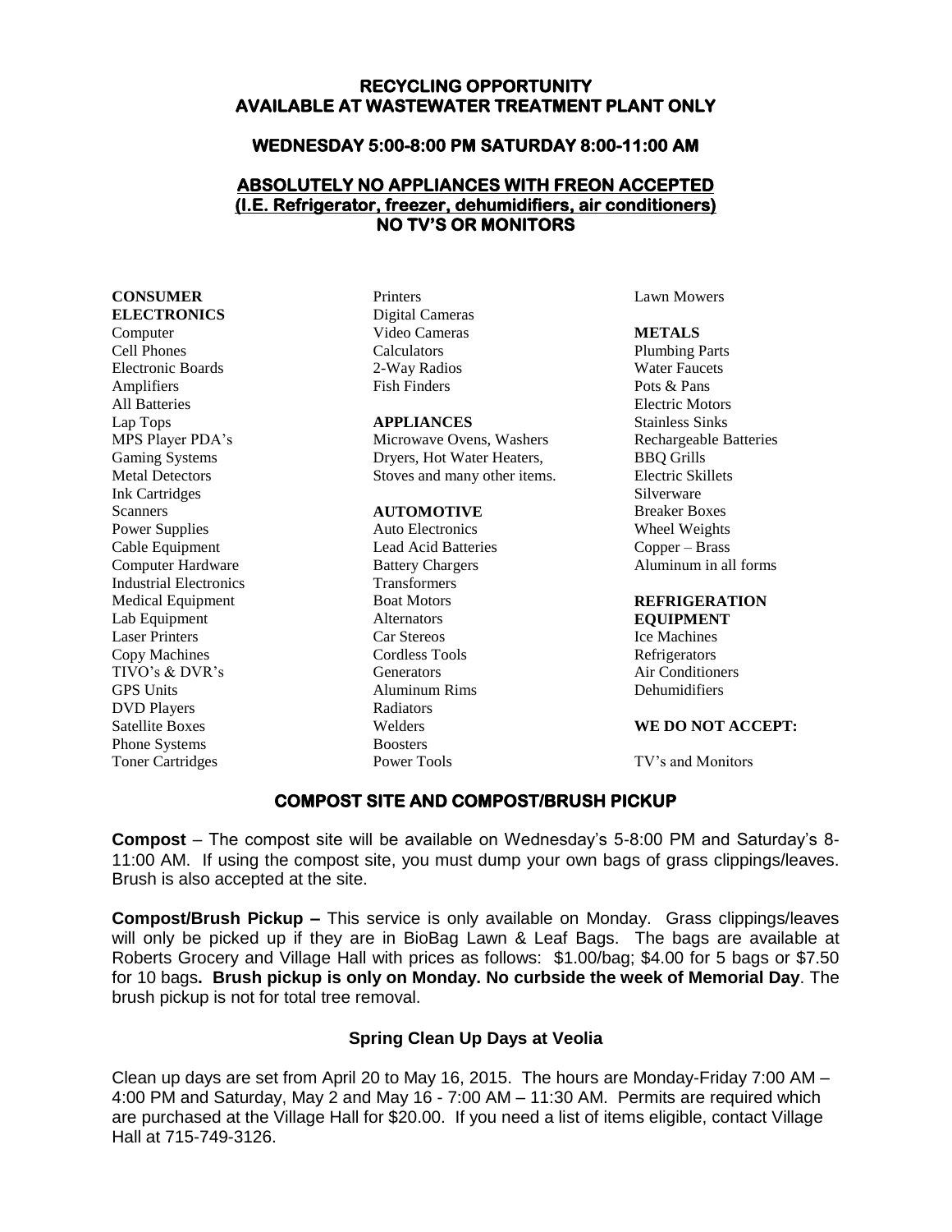## RECYCLING OPPORTUNITY
## AVAILABLE AT WASTEWATER TREATMENT PLANT ONLY

### WEDNESDAY 5:00-8:00 PM SATURDAY 8:00-11:00 AM

### ABSOLUTELY NO APPLIANCES WITH FREON ACCEPTED
### (I.E. Refrigerator, freezer, dehumidifiers, air conditioners)
### NO TV'S OR MONITORS

**CONSUMER ELECTRONICS**
Computer
Cell Phones
Electronic Boards
Amplifiers
All Batteries
Lap Tops
MPS Player PDA's
Gaming Systems
Metal Detectors
Ink Cartridges
Scanners
Power Supplies
Cable Equipment
Computer Hardware
Industrial Electronics
Medical Equipment
Lab Equipment
Laser Printers
Copy Machines
TIVO's & DVR's
GPS Units
DVD Players
Satellite Boxes
Phone Systems
Toner Cartridges
Printers
Digital Cameras
Video Cameras
Calculators
2-Way Radios
Fish Finders

**APPLIANCES**
Microwave Ovens, Washers
Dryers, Hot Water Heaters,
Stoves and many other items.

**AUTOMOTIVE**
Auto Electronics
Lead Acid Batteries
Battery Chargers
Transformers
Boat Motors
Alternators
Car Stereos
Cordless Tools
Generators
Aluminum Rims
Radiators
Welders
Boosters
Power Tools
Lawn Mowers

**METALS**
Plumbing Parts
Water Faucets
Pots & Pans
Electric Motors
Stainless Sinks
Rechargeable Batteries
BBQ Grills
Electric Skillets
Silverware
Breaker Boxes
Wheel Weights
Copper – Brass
Aluminum in all forms

**REFRIGERATION EQUIPMENT**
Ice Machines
Refrigerators
Air Conditioners
Dehumidifiers

**WE DO NOT ACCEPT:**

TV's and Monitors

## COMPOST SITE AND COMPOST/BRUSH PICKUP

**Compost** – The compost site will be available on Wednesday's 5-8:00 PM and Saturday's 8-11:00 AM. If using the compost site, you must dump your own bags of grass clippings/leaves. Brush is also accepted at the site.

**Compost/Brush Pickup –** This service is only available on Monday. Grass clippings/leaves will only be picked up if they are in BioBag Lawn & Leaf Bags. The bags are available at Roberts Grocery and Village Hall with prices as follows: \$1.00/bag; \$4.00 for 5 bags or \$7.50 for 10 bags**. Brush pickup is only on Monday. No curbside the week of Memorial Day**. The brush pickup is not for total tree removal.

### Spring Clean Up Days at Veolia

Clean up days are set from April 20 to May 16, 2015. The hours are Monday-Friday 7:00 AM – 4:00 PM and Saturday, May 2 and May 16 - 7:00 AM – 11:30 AM. Permits are required which are purchased at the Village Hall for \$20.00. If you need a list of items eligible, contact Village Hall at 715-749-3126.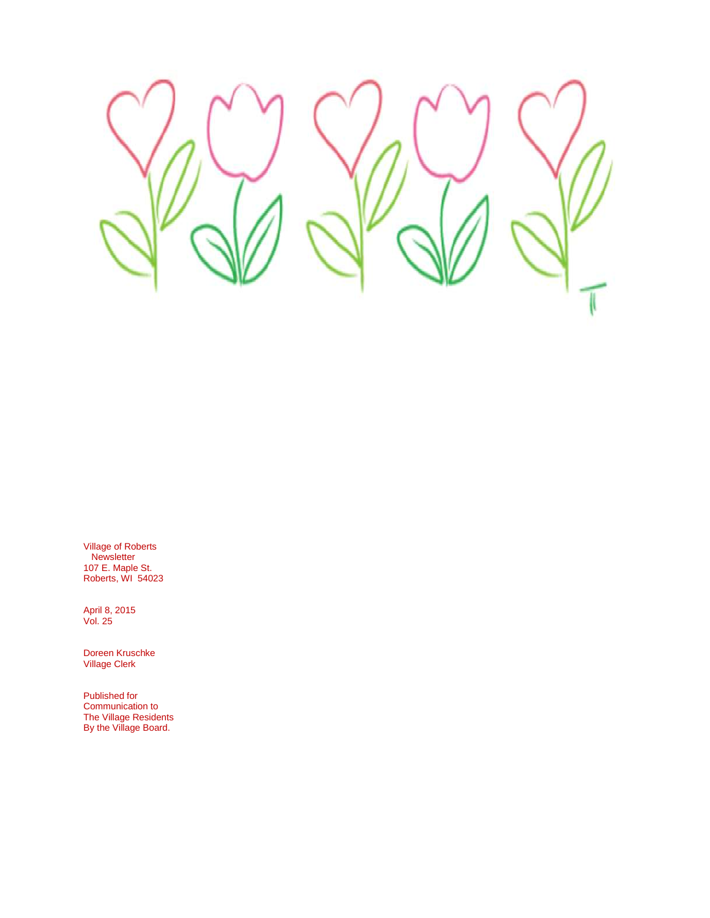Village of Roberts
Newsletter
107 E. Maple St.
Roberts, WI 54023

April 8, 2015
Vol. 25

Doreen Kruschke
Village Clerk

Published for
Communication to
The Village Residents
By the Village Board.